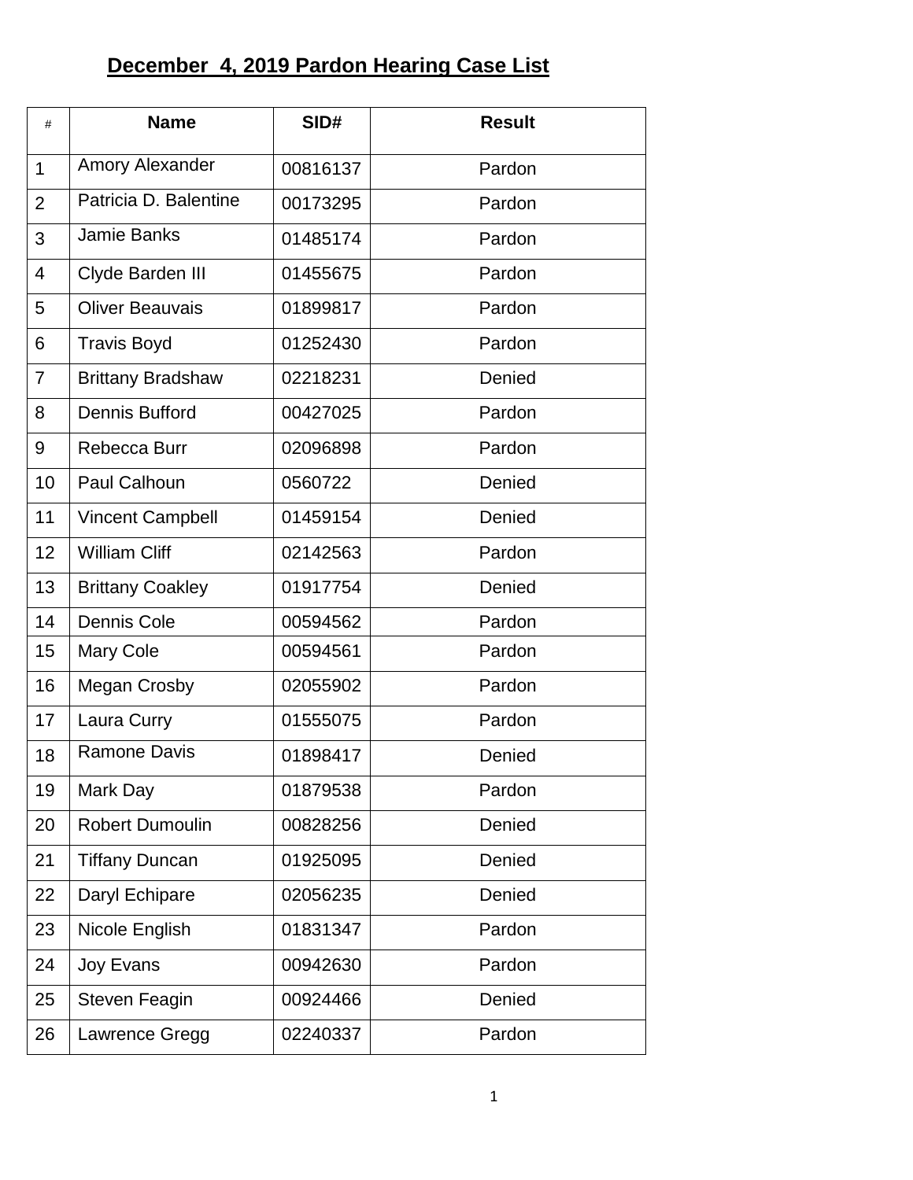# December 4, 2019 Pardon Hearing Case List

| # | Name | SID# | Result |
|---|---|---|---|
| 1 | Amory Alexander | 00816137 | Pardon |
| 2 | Patricia D. Balentine | 00173295 | Pardon |
| 3 | Jamie Banks | 01485174 | Pardon |
| 4 | Clyde Barden III | 01455675 | Pardon |
| 5 | Oliver Beauvais | 01899817 | Pardon |
| 6 | Travis Boyd | 01252430 | Pardon |
| 7 | Brittany Bradshaw | 02218231 | Denied |
| 8 | Dennis Bufford | 00427025 | Pardon |
| 9 | Rebecca Burr | 02096898 | Pardon |
| 10 | Paul Calhoun | 0560722 | Denied |
| 11 | Vincent Campbell | 01459154 | Denied |
| 12 | William Cliff | 02142563 | Pardon |
| 13 | Brittany Coakley | 01917754 | Denied |
| 14 | Dennis Cole | 00594562 | Pardon |
| 15 | Mary Cole | 00594561 | Pardon |
| 16 | Megan Crosby | 02055902 | Pardon |
| 17 | Laura Curry | 01555075 | Pardon |
| 18 | Ramone Davis | 01898417 | Denied |
| 19 | Mark Day | 01879538 | Pardon |
| 20 | Robert Dumoulin | 00828256 | Denied |
| 21 | Tiffany Duncan | 01925095 | Denied |
| 22 | Daryl Echipare | 02056235 | Denied |
| 23 | Nicole English | 01831347 | Pardon |
| 24 | Joy Evans | 00942630 | Pardon |
| 25 | Steven Feagin | 00924466 | Denied |
| 26 | Lawrence Gregg | 02240337 | Pardon |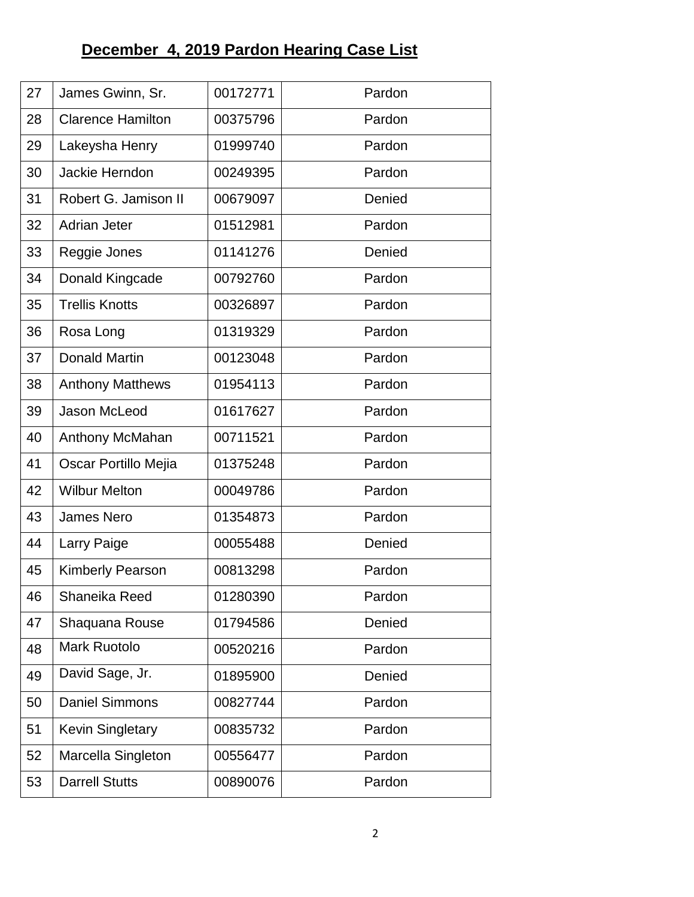# December 4, 2019 Pardon Hearing Case List

| | | | |
|---|---|---|---|
| 27 | James Gwinn, Sr. | 00172771 | Pardon |
| 28 | Clarence Hamilton | 00375796 | Pardon |
| 29 | Lakeysha Henry | 01999740 | Pardon |
| 30 | Jackie Herndon | 00249395 | Pardon |
| 31 | Robert G. Jamison II | 00679097 | Denied |
| 32 | Adrian Jeter | 01512981 | Pardon |
| 33 | Reggie Jones | 01141276 | Denied |
| 34 | Donald Kingcade | 00792760 | Pardon |
| 35 | Trellis Knotts | 00326897 | Pardon |
| 36 | Rosa Long | 01319329 | Pardon |
| 37 | Donald Martin | 00123048 | Pardon |
| 38 | Anthony Matthews | 01954113 | Pardon |
| 39 | Jason McLeod | 01617627 | Pardon |
| 40 | Anthony McMahan | 00711521 | Pardon |
| 41 | Oscar Portillo Mejia | 01375248 | Pardon |
| 42 | Wilbur Melton | 00049786 | Pardon |
| 43 | James Nero | 01354873 | Pardon |
| 44 | Larry Paige | 00055488 | Denied |
| 45 | Kimberly Pearson | 00813298 | Pardon |
| 46 | Shaneika Reed | 01280390 | Pardon |
| 47 | Shaquana Rouse | 01794586 | Denied |
| 48 | Mark Ruotolo | 00520216 | Pardon |
| 49 | David Sage, Jr. | 01895900 | Denied |
| 50 | Daniel Simmons | 00827744 | Pardon |
| 51 | Kevin Singletary | 00835732 | Pardon |
| 52 | Marcella Singleton | 00556477 | Pardon |
| 53 | Darrell Stutts | 00890076 | Pardon |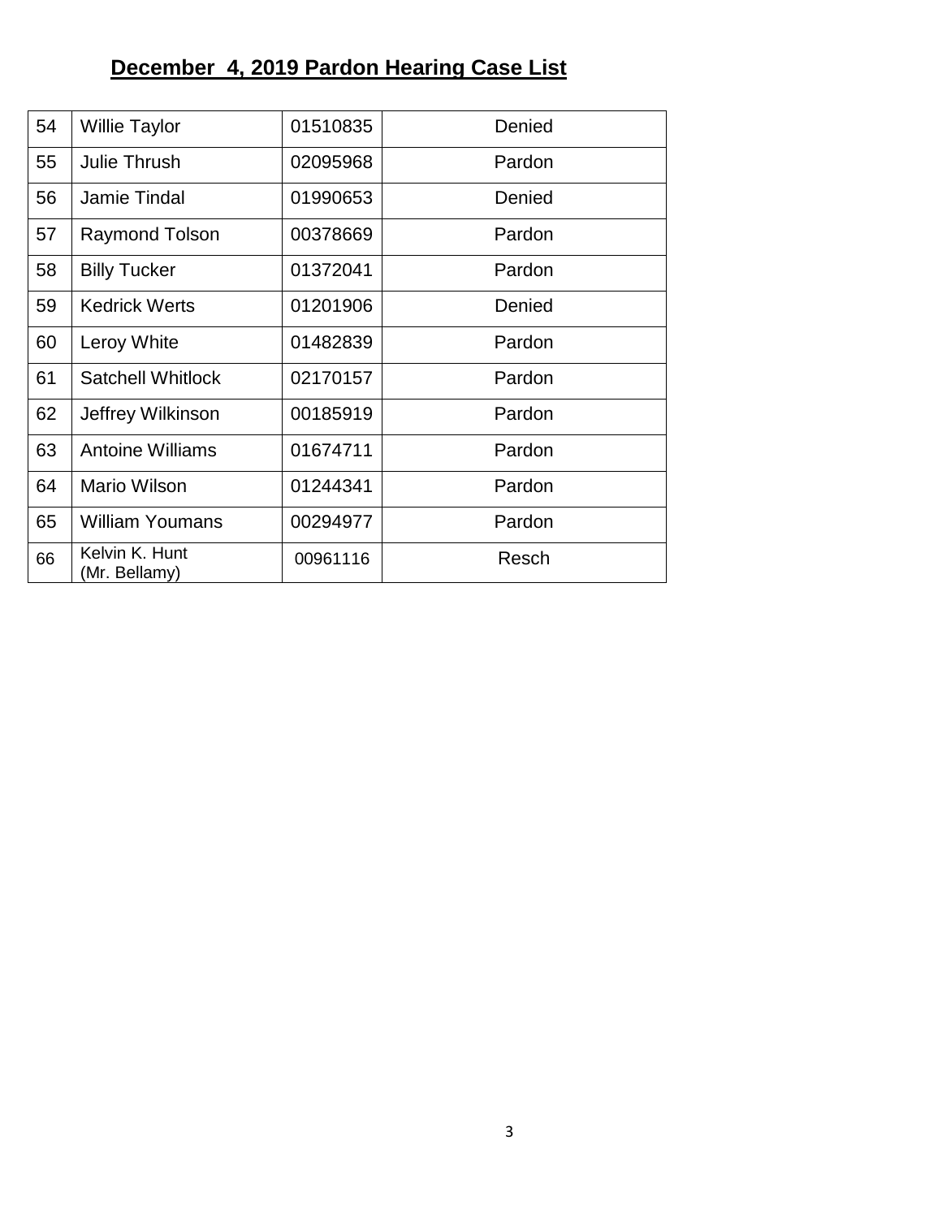## December 4, 2019 Pardon Hearing Case List

| | | | |
|---|---|---|---|
| 54 | Willie Taylor | 01510835 | Denied |
| 55 | Julie Thrush | 02095968 | Pardon |
| 56 | Jamie Tindal | 01990653 | Denied |
| 57 | Raymond Tolson | 00378669 | Pardon |
| 58 | Billy Tucker | 01372041 | Pardon |
| 59 | Kedrick Werts | 01201906 | Denied |
| 60 | Leroy White | 01482839 | Pardon |
| 61 | Satchell Whitlock | 02170157 | Pardon |
| 62 | Jeffrey Wilkinson | 00185919 | Pardon |
| 63 | Antoine Williams | 01674711 | Pardon |
| 64 | Mario Wilson | 01244341 | Pardon |
| 65 | William Youmans | 00294977 | Pardon |
| 66 | Kelvin K. Hunt (Mr. Bellamy) | 00961116 | Resch |